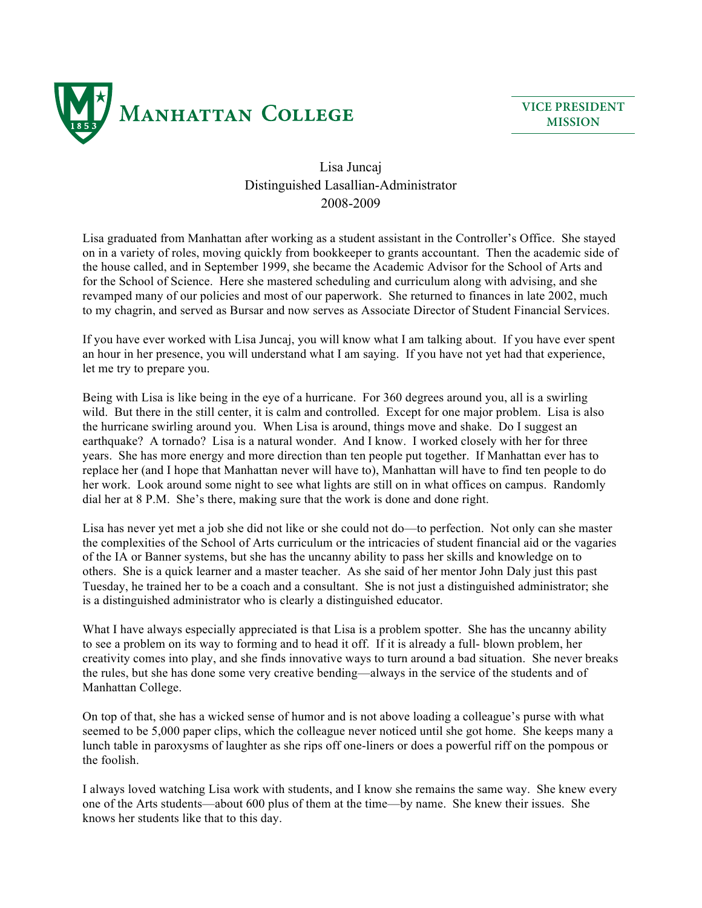MANHATTAN COLLEGE

VICE PRESIDENT
MISSION

# Lisa Juncaj
## Distinguished Lasallian-Administrator
## 2008-2009

Lisa graduated from Manhattan after working as a student assistant in the Controller's Office. She stayed on in a variety of roles, moving quickly from bookkeeper to grants accountant. Then the academic side of the house called, and in September 1999, she became the Academic Advisor for the School of Arts and for the School of Science. Here she mastered scheduling and curriculum along with advising, and she revamped many of our policies and most of our paperwork. She returned to finances in late 2002, much to my chagrin, and served as Bursar and now serves as Associate Director of Student Financial Services.

If you have ever worked with Lisa Juncaj, you will know what I am talking about. If you have ever spent an hour in her presence, you will understand what I am saying. If you have not yet had that experience, let me try to prepare you.

Being with Lisa is like being in the eye of a hurricane. For 360 degrees around you, all is a swirling wild. But there in the still center, it is calm and controlled. Except for one major problem. Lisa is also the hurricane swirling around you. When Lisa is around, things move and shake. Do I suggest an earthquake? A tornado? Lisa is a natural wonder. And I know. I worked closely with her for three years. She has more energy and more direction than ten people put together. If Manhattan ever has to replace her (and I hope that Manhattan never will have to), Manhattan will have to find ten people to do her work. Look around some night to see what lights are still on in what offices on campus. Randomly dial her at 8 P.M. She's there, making sure that the work is done and done right.

Lisa has never yet met a job she did not like or she could not do—to perfection. Not only can she master the complexities of the School of Arts curriculum or the intricacies of student financial aid or the vagaries of the IA or Banner systems, but she has the uncanny ability to pass her skills and knowledge on to others. She is a quick learner and a master teacher. As she said of her mentor John Daly just this past Tuesday, he trained her to be a coach and a consultant. She is not just a distinguished administrator; she is a distinguished administrator who is clearly a distinguished educator.

What I have always especially appreciated is that Lisa is a problem spotter. She has the uncanny ability to see a problem on its way to forming and to head it off. If it is already a full- blown problem, her creativity comes into play, and she finds innovative ways to turn around a bad situation. She never breaks the rules, but she has done some very creative bending—always in the service of the students and of Manhattan College.

On top of that, she has a wicked sense of humor and is not above loading a colleague's purse with what seemed to be 5,000 paper clips, which the colleague never noticed until she got home. She keeps many a lunch table in paroxysms of laughter as she rips off one-liners or does a powerful riff on the pompous or the foolish.

I always loved watching Lisa work with students, and I know she remains the same way. She knew every one of the Arts students—about 600 plus of them at the time—by name. She knew their issues. She knows her students like that to this day.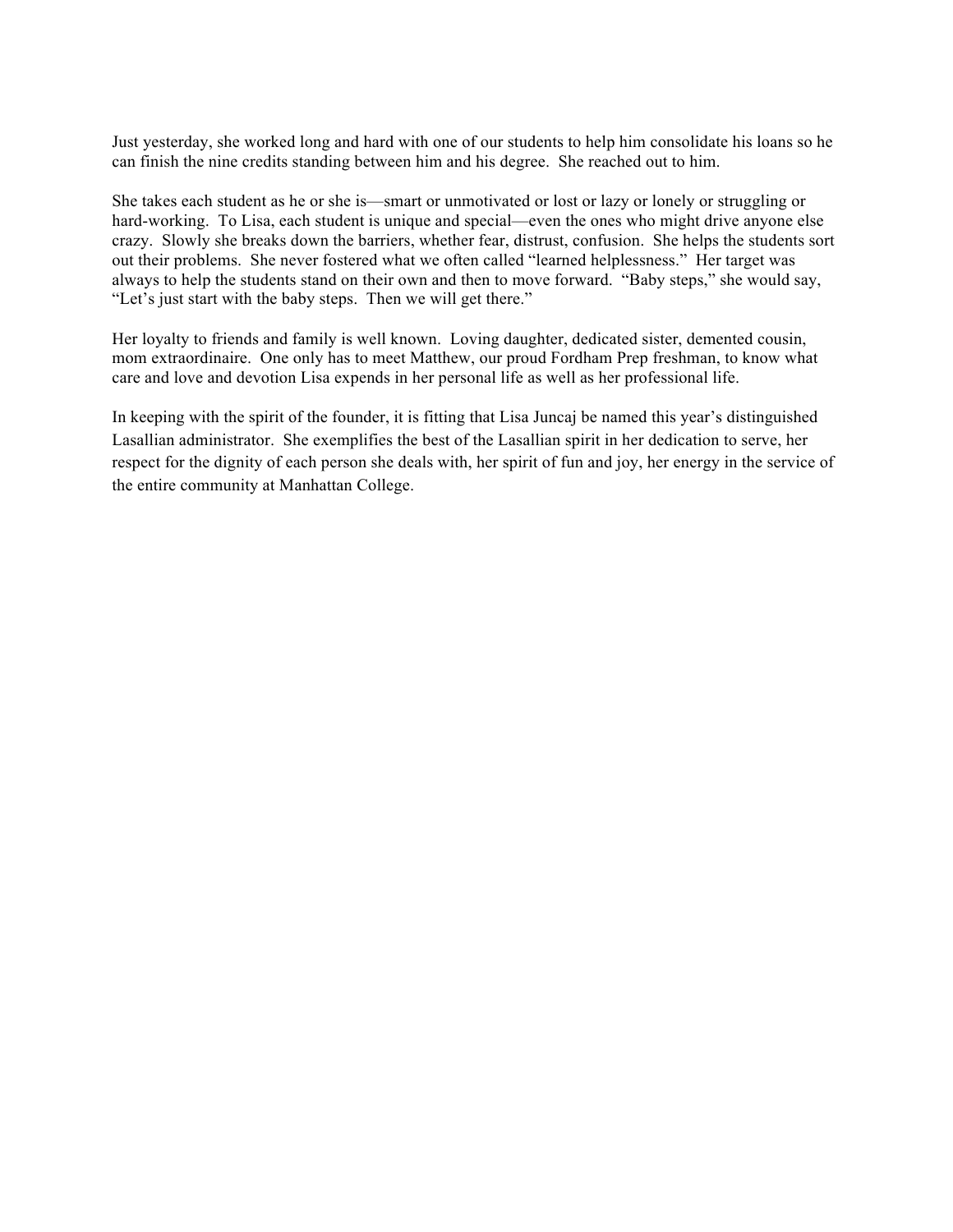Just yesterday, she worked long and hard with one of our students to help him consolidate his loans so he can finish the nine credits standing between him and his degree. She reached out to him.

She takes each student as he or she is—smart or unmotivated or lost or lazy or lonely or struggling or hard-working. To Lisa, each student is unique and special—even the ones who might drive anyone else crazy. Slowly she breaks down the barriers, whether fear, distrust, confusion. She helps the students sort out their problems. She never fostered what we often called "learned helplessness." Her target was always to help the students stand on their own and then to move forward. "Baby steps," she would say, "Let's just start with the baby steps. Then we will get there."

Her loyalty to friends and family is well known. Loving daughter, dedicated sister, demented cousin, mom extraordinaire. One only has to meet Matthew, our proud Fordham Prep freshman, to know what care and love and devotion Lisa expends in her personal life as well as her professional life.

In keeping with the spirit of the founder, it is fitting that Lisa Juncaj be named this year's distinguished Lasallian administrator. She exemplifies the best of the Lasallian spirit in her dedication to serve, her respect for the dignity of each person she deals with, her spirit of fun and joy, her energy in the service of the entire community at Manhattan College.